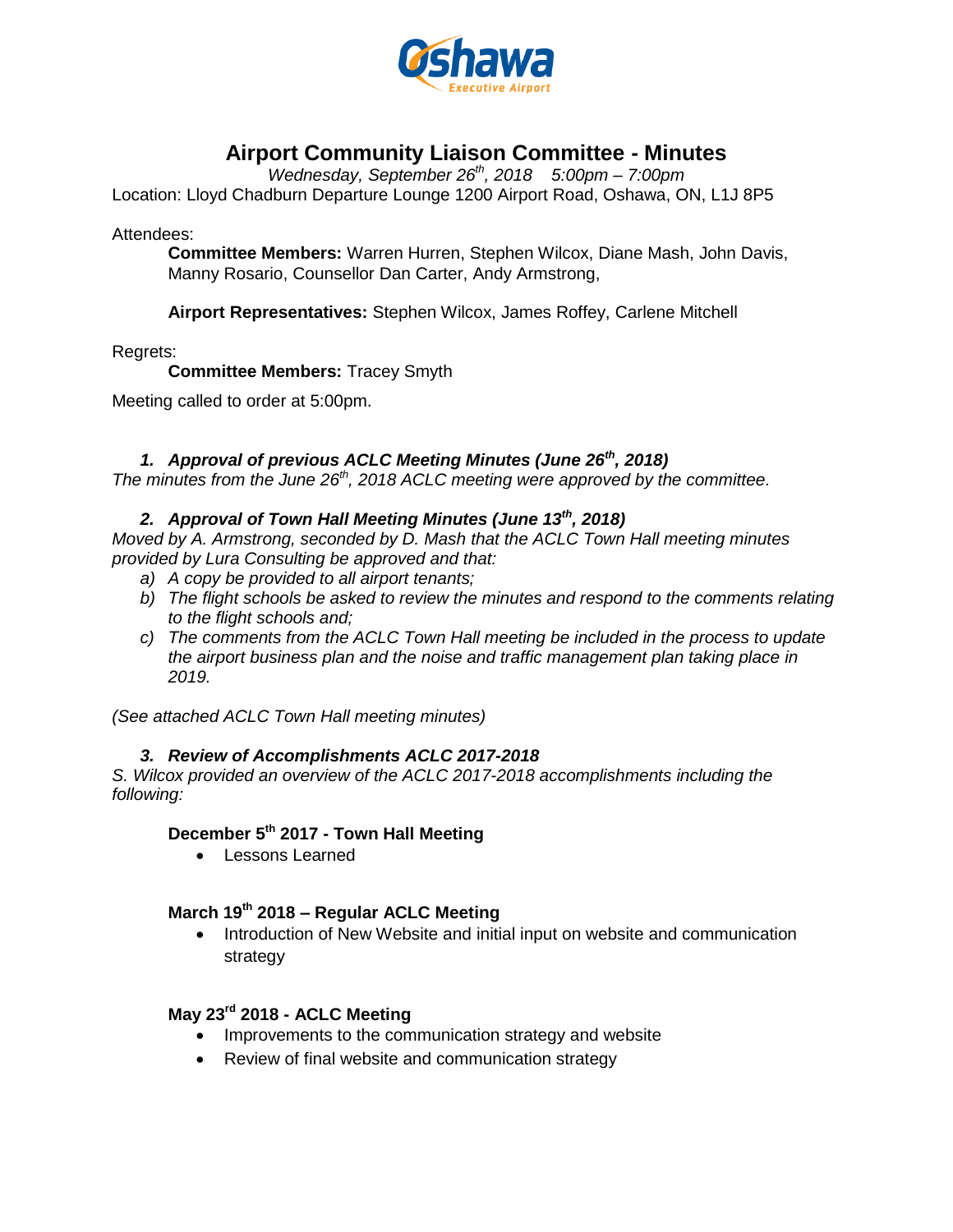# Airport Community Liaison Committee - Minutes

*Wednesday, September 26th, 2018 5:00pm – 7:00pm*

Location: Lloyd Chadburn Departure Lounge 1200 Airport Road, Oshawa, ON, L1J 8P5

Attendees:

**Committee Members:** Warren Hurren, Stephen Wilcox, Diane Mash, John Davis, Manny Rosario, Counsellor Dan Carter, Andy Armstrong,

**Airport Representatives:** Stephen Wilcox, James Roffey, Carlene Mitchell

Regrets:

**Committee Members:** Tracey Smyth

Meeting called to order at 5:00pm.

### *1. Approval of previous ACLC Meeting Minutes (June 26th, 2018)*

*The minutes from the June 26th, 2018 ACLC meeting were approved by the committee.*

### *2. Approval of Town Hall Meeting Minutes (June 13th, 2018)*

*Moved by A. Armstrong, seconded by D. Mash that the ACLC Town Hall meeting minutes provided by Lura Consulting be approved and that:*

*a) A copy be provided to all airport tenants;*
*b) The flight schools be asked to review the minutes and respond to the comments relating to the flight schools and;*
*c) The comments from the ACLC Town Hall meeting be included in the process to update the airport business plan and the noise and traffic management plan taking place in 2019.*

*(See attached ACLC Town Hall meeting minutes)*

### *3. Review of Accomplishments ACLC 2017-2018*

*S. Wilcox provided an overview of the ACLC 2017-2018 accomplishments including the following:*

**December 5th 2017 - Town Hall Meeting**

- Lessons Learned

**March 19th 2018 – Regular ACLC Meeting**

- Introduction of New Website and initial input on website and communication strategy

**May 23rd 2018 - ACLC Meeting**

- Improvements to the communication strategy and website
- Review of final website and communication strategy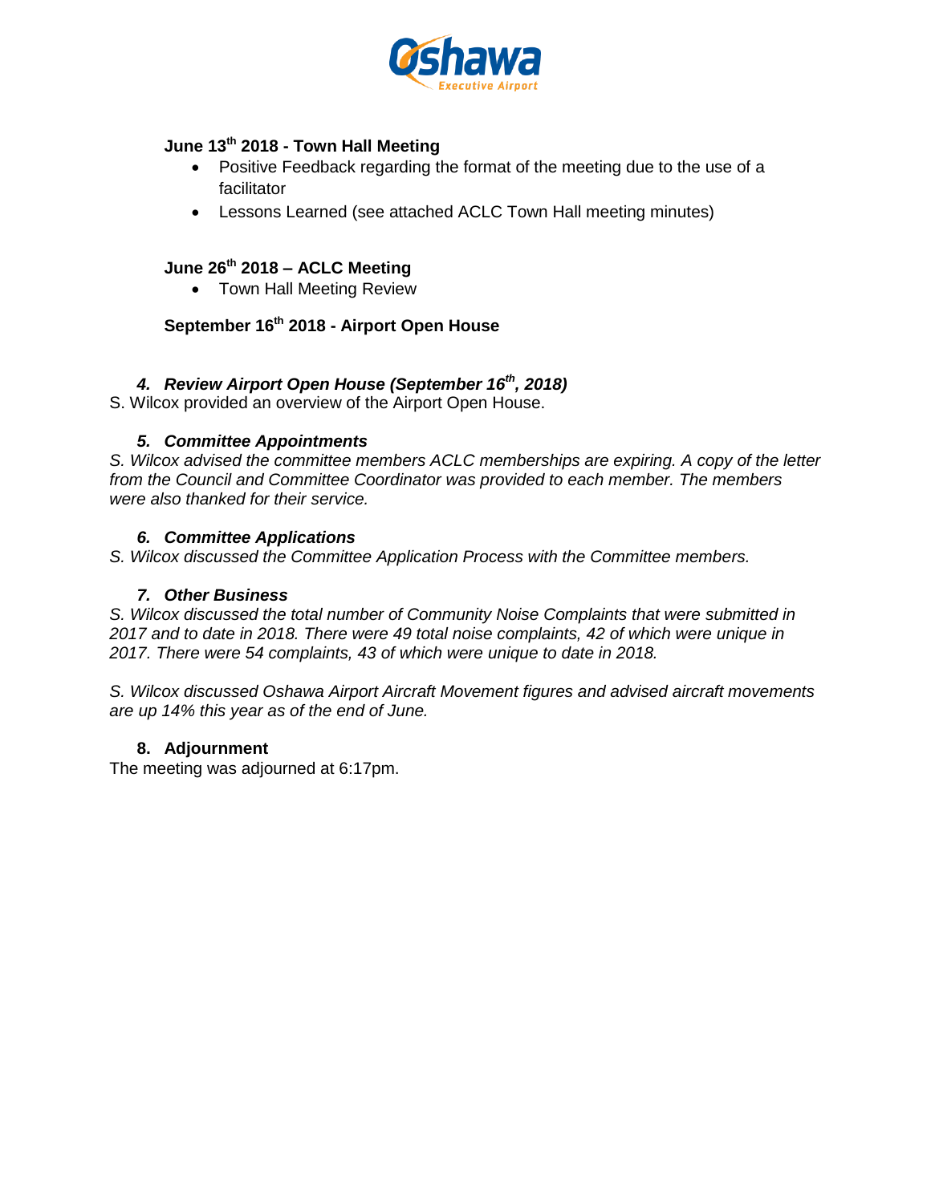**June 13th 2018 - Town Hall Meeting**

- Positive Feedback regarding the format of the meeting due to the use of a facilitator
- Lessons Learned (see attached ACLC Town Hall meeting minutes)

**June 26th 2018 – ACLC Meeting**

- Town Hall Meeting Review

**September 16th 2018 - Airport Open House**

### *4. Review Airport Open House (September 16th, 2018)*

S. Wilcox provided an overview of the Airport Open House.

### *5. Committee Appointments*

*S. Wilcox advised the committee members ACLC memberships are expiring. A copy of the letter from the Council and Committee Coordinator was provided to each member. The members were also thanked for their service.*

### *6. Committee Applications*

*S. Wilcox discussed the Committee Application Process with the Committee members.*

### *7. Other Business*

*S. Wilcox discussed the total number of Community Noise Complaints that were submitted in 2017 and to date in 2018. There were 49 total noise complaints, 42 of which were unique in 2017. There were 54 complaints, 43 of which were unique to date in 2018.*

*S. Wilcox discussed Oshawa Airport Aircraft Movement figures and advised aircraft movements are up 14% this year as of the end of June.*

### 8. Adjournment

The meeting was adjourned at 6:17pm.